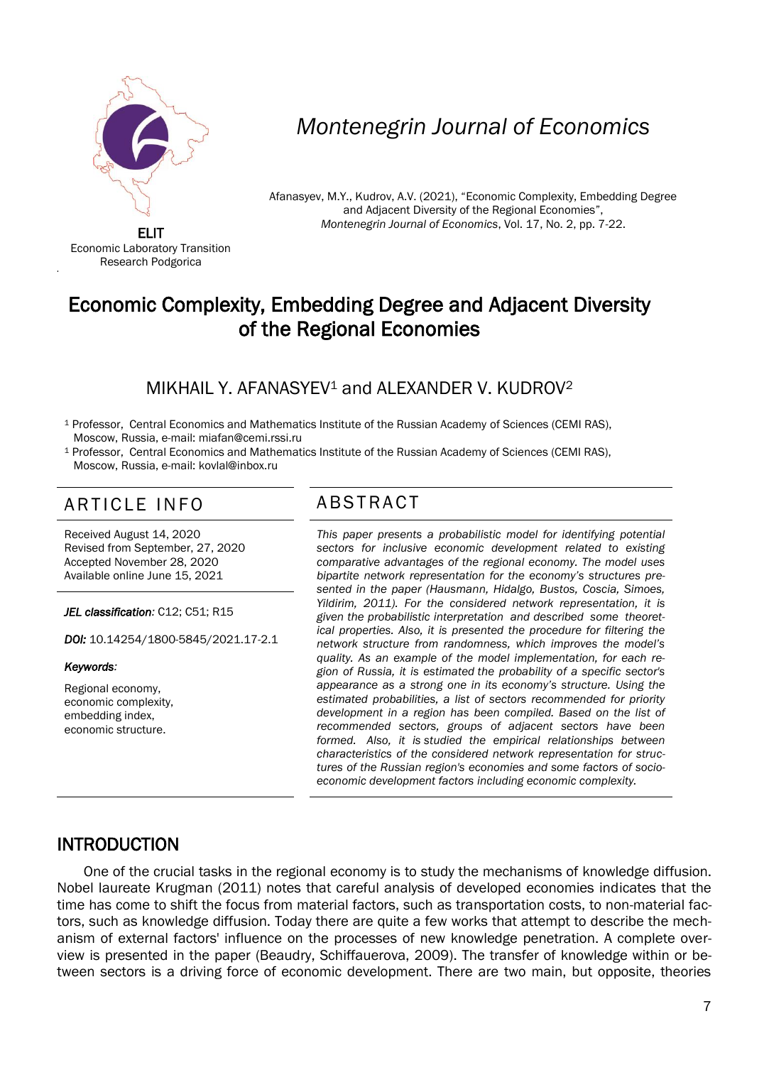Montenegrin Journal of Economics

ELIT
Economic Laboratory Transition
Research Podgorica

Afanasyev, M.Y., Kudrov, A.V. (2021), "Economic Complexity, Embedding Degree and Adjacent Diversity of the Regional Economies", *Montenegrin Journal of Economics*, Vol. 17, No. 2, pp. 7-22.

# Economic Complexity, Embedding Degree and Adjacent Diversity of the Regional Economies

MIKHAIL Y. AFANASYEV[1] and ALEXANDER V. KUDROV[2]

[1] Professor, Central Economics and Mathematics Institute of the Russian Academy of Sciences (CEMI RAS), Moscow, Russia, e-mail: miafan@cemi.rssi.ru

[1] Professor, Central Economics and Mathematics Institute of the Russian Academy of Sciences (CEMI RAS), Moscow, Russia, e-mail: kovlal@inbox.ru

## ARTICLE INFO

Received August 14, 2020
Revised from September, 27, 2020
Accepted November 28, 2020
Available online June 15, 2021

***JEL classification:*** C12; C51; R15

***DOI:*** 10.14254/1800-5845/2021.17-2.1

***Keywords:***

Regional economy,
economic complexity,
embedding index,
economic structure.

## ABSTRACT

*This paper presents a probabilistic model for identifying potential sectors for inclusive economic development related to existing comparative advantages of the regional economy. The model uses bipartite network representation for the economy's structures presented in the paper (Hausmann, Hidalgo, Bustos, Coscia, Simoes, Yildirim, 2011). For the considered network representation, it is given the probabilistic interpretation and described some theoretical properties. Also, it is presented the procedure for filtering the network structure from randomness, which improves the model's quality. As an example of the model implementation, for each region of Russia, it is estimated the probability of a specific sector's appearance as a strong one in its economy's structure. Using the estimated probabilities, a list of sectors recommended for priority development in a region has been compiled. Based on the list of recommended sectors, groups of adjacent sectors have been formed. Also, it is studied the empirical relationships between characteristics of the considered network representation for structures of the Russian region's economies and some factors of socio-economic development factors including economic complexity.*

## INTRODUCTION

One of the crucial tasks in the regional economy is to study the mechanisms of knowledge diffusion. Nobel laureate Krugman (2011) notes that careful analysis of developed economies indicates that the time has come to shift the focus from material factors, such as transportation costs, to non-material factors, such as knowledge diffusion. Today there are quite a few works that attempt to describe the mechanism of external factors' influence on the processes of new knowledge penetration. A complete overview is presented in the paper (Beaudry, Schiffauerova, 2009). The transfer of knowledge within or between sectors is a driving force of economic development. There are two main, but opposite, theories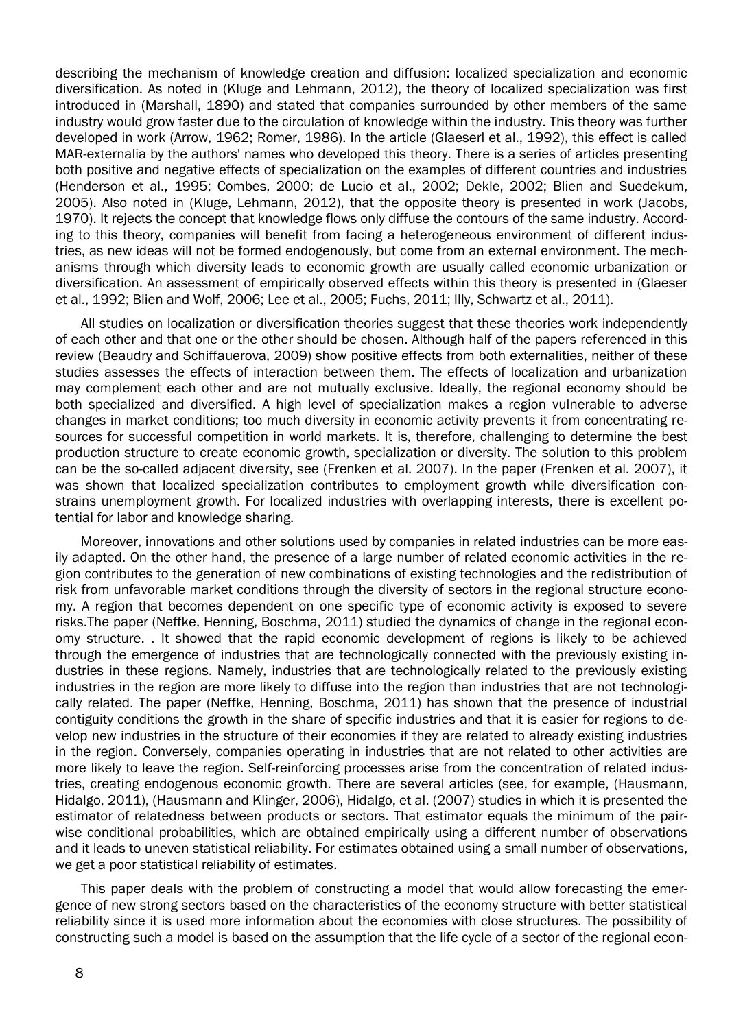describing the mechanism of knowledge creation and diffusion: localized specialization and economic diversification. As noted in (Kluge and Lehmann, 2012), the theory of localized specialization was first introduced in (Marshall, 1890) and stated that companies surrounded by other members of the same industry would grow faster due to the circulation of knowledge within the industry. This theory was further developed in work (Arrow, 1962; Romer, 1986). In the article (Glaeserl et al., 1992), this effect is called MAR-externalia by the authors' names who developed this theory. There is a series of articles presenting both positive and negative effects of specialization on the examples of different countries and industries (Henderson et al., 1995; Combes, 2000; de Lucio et al., 2002; Dekle, 2002; Blien and Suedekum, 2005). Also noted in (Kluge, Lehmann, 2012), that the opposite theory is presented in work (Jacobs, 1970). It rejects the concept that knowledge flows only diffuse the contours of the same industry. According to this theory, companies will benefit from facing a heterogeneous environment of different industries, as new ideas will not be formed endogenously, but come from an external environment. The mechanisms through which diversity leads to economic growth are usually called economic urbanization or diversification. An assessment of empirically observed effects within this theory is presented in (Glaeser et al., 1992; Blien and Wolf, 2006; Lee et al., 2005; Fuchs, 2011; Illy, Schwartz et al., 2011).

All studies on localization or diversification theories suggest that these theories work independently of each other and that one or the other should be chosen. Although half of the papers referenced in this review (Beaudry and Schiffauerova, 2009) show positive effects from both externalities, neither of these studies assesses the effects of interaction between them. The effects of localization and urbanization may complement each other and are not mutually exclusive. Ideally, the regional economy should be both specialized and diversified. A high level of specialization makes a region vulnerable to adverse changes in market conditions; too much diversity in economic activity prevents it from concentrating resources for successful competition in world markets. It is, therefore, challenging to determine the best production structure to create economic growth, specialization or diversity. The solution to this problem can be the so-called adjacent diversity, see (Frenken et al. 2007). In the paper (Frenken et al. 2007), it was shown that localized specialization contributes to employment growth while diversification constrains unemployment growth. For localized industries with overlapping interests, there is excellent potential for labor and knowledge sharing.

Moreover, innovations and other solutions used by companies in related industries can be more easily adapted. On the other hand, the presence of a large number of related economic activities in the region contributes to the generation of new combinations of existing technologies and the redistribution of risk from unfavorable market conditions through the diversity of sectors in the regional structure economy. A region that becomes dependent on one specific type of economic activity is exposed to severe risks.The paper (Neffke, Henning, Boschma, 2011) studied the dynamics of change in the regional economy structure. . It showed that the rapid economic development of regions is likely to be achieved through the emergence of industries that are technologically connected with the previously existing industries in these regions. Namely, industries that are technologically related to the previously existing industries in the region are more likely to diffuse into the region than industries that are not technologically related. The paper (Neffke, Henning, Boschma, 2011) has shown that the presence of industrial contiguity conditions the growth in the share of specific industries and that it is easier for regions to develop new industries in the structure of their economies if they are related to already existing industries in the region. Conversely, companies operating in industries that are not related to other activities are more likely to leave the region. Self-reinforcing processes arise from the concentration of related industries, creating endogenous economic growth. There are several articles (see, for example, (Hausmann, Hidalgo, 2011), (Hausmann and Klinger, 2006), Hidalgo, et al. (2007) studies in which it is presented the estimator of relatedness between products or sectors. That estimator equals the minimum of the pairwise conditional probabilities, which are obtained empirically using a different number of observations and it leads to uneven statistical reliability. For estimates obtained using a small number of observations, we get a poor statistical reliability of estimates.

This paper deals with the problem of constructing a model that would allow forecasting the emergence of new strong sectors based on the characteristics of the economy structure with better statistical reliability since it is used more information about the economies with close structures. The possibility of constructing such a model is based on the assumption that the life cycle of a sector of the regional econ-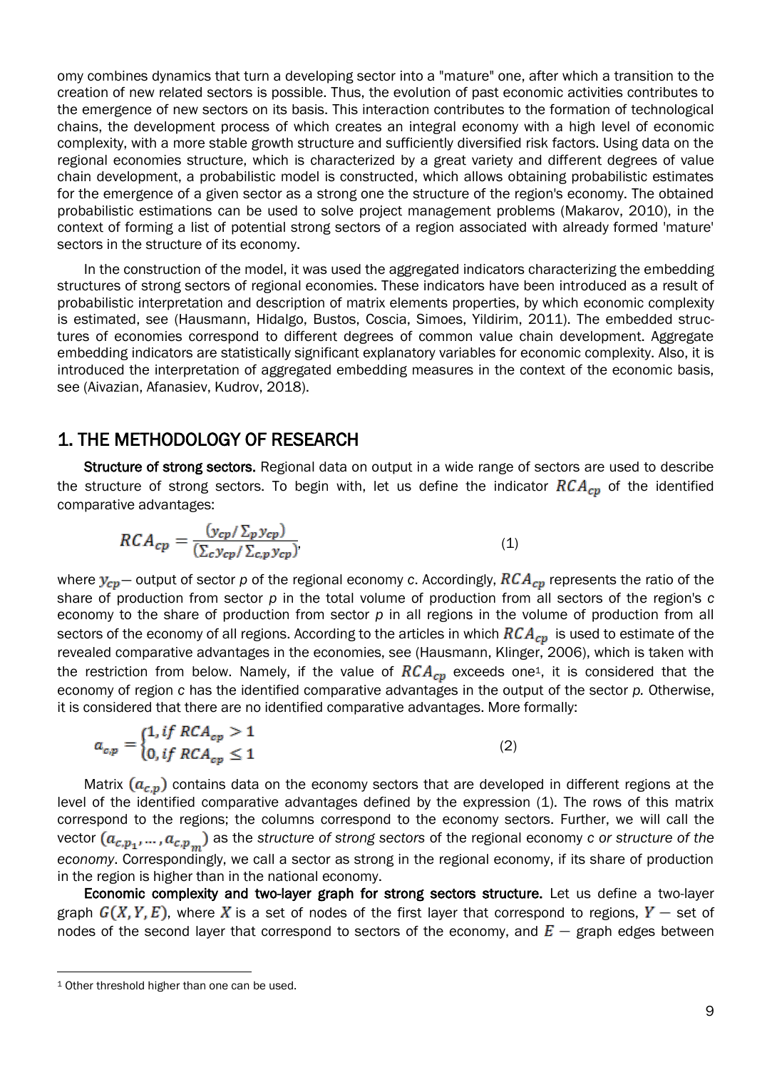omy combines dynamics that turn a developing sector into a "mature" one, after which a transition to the creation of new related sectors is possible. Thus, the evolution of past economic activities contributes to the emergence of new sectors on its basis. This interaction contributes to the formation of technological chains, the development process of which creates an integral economy with a high level of economic complexity, with a more stable growth structure and sufficiently diversified risk factors. Using data on the regional economies structure, which is characterized by a great variety and different degrees of value chain development, a probabilistic model is constructed, which allows obtaining probabilistic estimates for the emergence of a given sector as a strong one the structure of the region's economy. The obtained probabilistic estimations can be used to solve project management problems (Makarov, 2010), in the context of forming a list of potential strong sectors of a region associated with already formed 'mature' sectors in the structure of its economy.

In the construction of the model, it was used the aggregated indicators characterizing the embedding structures of strong sectors of regional economies. These indicators have been introduced as a result of probabilistic interpretation and description of matrix elements properties, by which economic complexity is estimated, see (Hausmann, Hidalgo, Bustos, Coscia, Simoes, Yildirim, 2011). The embedded structures of economies correspond to different degrees of common value chain development. Aggregate embedding indicators are statistically significant explanatory variables for economic complexity. Also, it is introduced the interpretation of aggregated embedding measures in the context of the economic basis, see (Aivazian, Afanasiev, Kudrov, 2018).

## 1. THE METHODOLOGY OF RESEARCH

**Structure of strong sectors.** Regional data on output in a wide range of sectors are used to describe the structure of strong sectors. To begin with, let us define the indicator $RCA_{cp}$ of the identified comparative advantages:

$$RCA_{cp} = \frac{(y_{cp}/\sum_p y_{cp})}{(\sum_c y_{cp}/\sum_{c,p} y_{cp})}, \tag{1}$$

where $y_{cp}$ — output of sector *p* of the regional economy *c*. Accordingly, $RCA_{cp}$ represents the ratio of the share of production from sector *p* in the total volume of production from all sectors of the region's *c* economy to the share of production from sector *p* in all regions in the volume of production from all sectors of the economy of all regions. According to the articles in which $RCA_{cp}$ is used to estimate of the revealed comparative advantages in the economies, see (Hausmann, Klinger, 2006), which is taken with the restriction from below. Namely, if the value of $RCA_{cp}$ exceeds one[1], it is considered that the economy of region *c* has the identified comparative advantages in the output of the sector *p*. Otherwise, it is considered that there are no identified comparative advantages. More formally:

$$a_{c,p} = \begin{cases} 1, if\ RCA_{cp} > 1 \\ 0, if\ RCA_{cp} \leq 1 \end{cases} \tag{2}$$

Matrix $(a_{c,p})$ contains data on the economy sectors that are developed in different regions at the level of the identified comparative advantages defined by the expression (1). The rows of this matrix correspond to the regions; the columns correspond to the economy sectors. Further, we will call the vector $(a_{c,p_1}, \ldots, a_{c,p_m})$ as the *structure of strong sectors* of the regional economy *c or structure of the economy*. Correspondingly, we call a sector as strong in the regional economy, if its share of production in the region is higher than in the national economy.

**Economic complexity and two-layer graph for strong sectors structure.** Let us define a two-layer graph $G(X, Y, E)$, where $X$ is a set of nodes of the first layer that correspond to regions, $Y$ — set of nodes of the second layer that correspond to sectors of the economy, and $E$ — graph edges between

[1] Other threshold higher than one can be used.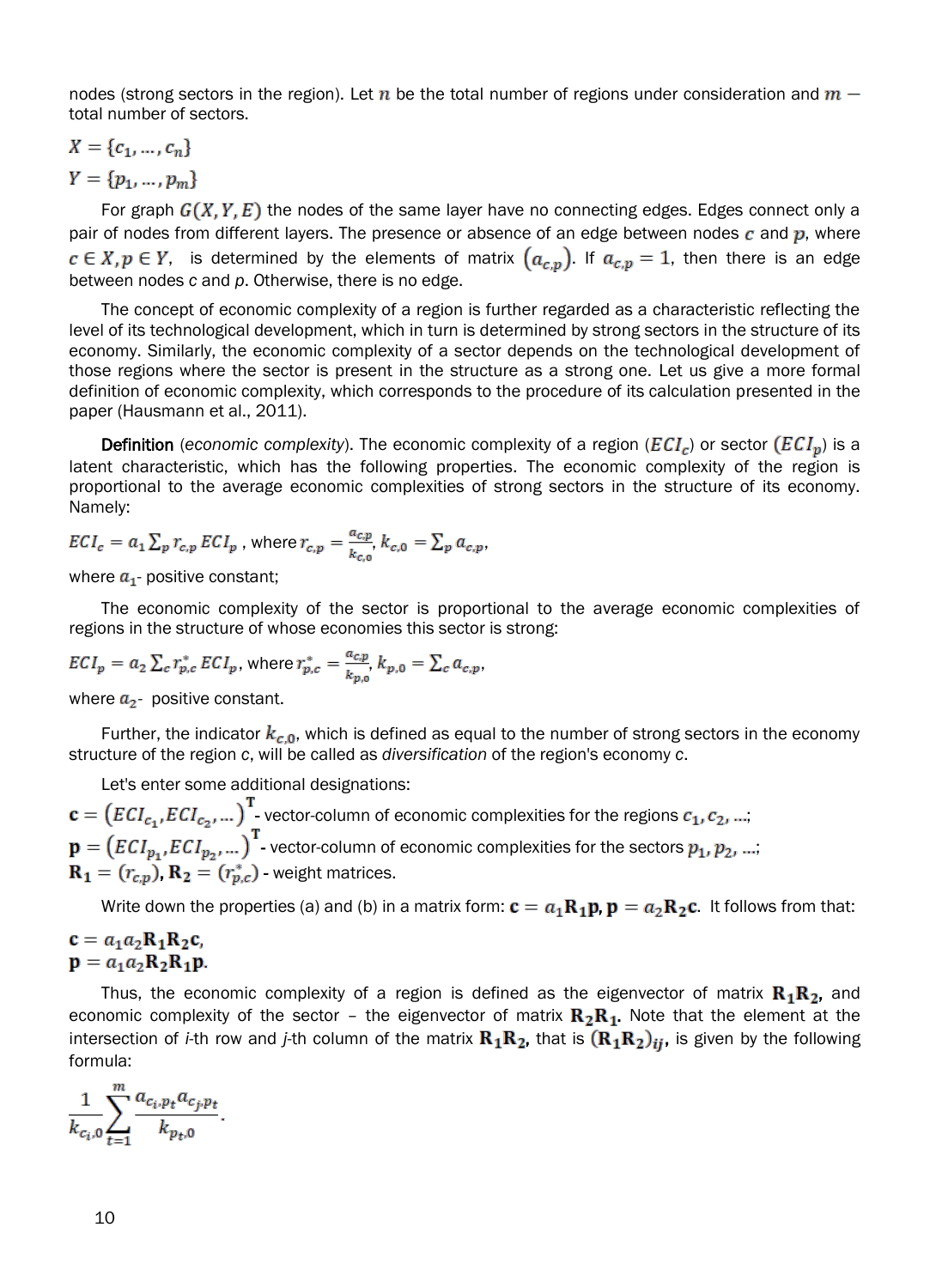nodes (strong sectors in the region). Let $n$ be the total number of regions under consideration and $m$ – total number of sectors.

$$X = \{c_1, \dots, c_n\}$$

$$Y = \{p_1, \dots, p_m\}$$

For graph $G(X, Y, E)$ the nodes of the same layer have no connecting edges. Edges connect only a pair of nodes from different layers. The presence or absence of an edge between nodes $c$ and $p$, where $c \in X, p \in Y$, is determined by the elements of matrix $(a_{c,p})$. If $a_{c,p} = 1$, then there is an edge between nodes *c* and *p*. Otherwise, there is no edge.

The concept of economic complexity of a region is further regarded as a characteristic reflecting the level of its technological development, which in turn is determined by strong sectors in the structure of its economy. Similarly, the economic complexity of a sector depends on the technological development of those regions where the sector is present in the structure as a strong one. Let us give a more formal definition of economic complexity, which corresponds to the procedure of its calculation presented in the paper (Hausmann et al., 2011).

**Definition** (*economic complexity*). The economic complexity of a region ($ECI_c$) or sector ($ECI_p$) is a latent characteristic, which has the following properties. The economic complexity of the region is proportional to the average economic complexities of strong sectors in the structure of its economy. Namely:

$$ECI_c = a_1 \sum_p r_{c,p} ECI_p \text{ , where } r_{c,p} = \frac{a_{c,p}}{k_{c,0}},\ k_{c,0} = \sum_p a_{c,p},$$

where $a_1$- positive constant;

The economic complexity of the sector is proportional to the average economic complexities of regions in the structure of whose economies this sector is strong:

$$ECI_p = a_2 \sum_c r^*_{p,c} ECI_p, \text{ where } r^*_{p,c} = \frac{a_{c,p}}{k_{p,0}},\ k_{p,0} = \sum_c a_{c,p},$$

where $a_2$- positive constant.

Further, the indicator $k_{c,0}$, which is defined as equal to the number of strong sectors in the economy structure of the region *c*, will be called as *diversification* of the region's economy *c*.

Let's enter some additional designations:

$\mathbf{c} = \left(ECI_{c_1}, ECI_{c_2}, \dots\right)^{\mathbf{T}}$ - vector-column of economic complexities for the regions $c_1, c_2, \dots$;
$\mathbf{p} = \left(ECI_{p_1}, ECI_{p_2}, \dots\right)^{\mathbf{T}}$ - vector-column of economic complexities for the sectors $p_1, p_2, \dots$;
$\mathbf{R_1} = (r_{c,p}), \mathbf{R_2} = (r^*_{p,c})$ - weight matrices.

Write down the properties (a) and (b) in a matrix form: $\mathbf{c} = a_1\mathbf{R_1}\mathbf{p}, \mathbf{p} = a_2\mathbf{R_2}\mathbf{c}$. It follows from that:

$$\mathbf{c} = a_1 a_2 \mathbf{R_1}\mathbf{R_2}\mathbf{c},$$
$$\mathbf{p} = a_1 a_2 \mathbf{R_2}\mathbf{R_1}\mathbf{p}.$$

Thus, the economic complexity of a region is defined as the eigenvector of matrix $\mathbf{R_1}\mathbf{R_2}$, and economic complexity of the sector – the eigenvector of matrix $\mathbf{R_2}\mathbf{R_1}$. Note that the element at the intersection of *i*-th row and *j*-th column of the matrix $\mathbf{R_1}\mathbf{R_2}$, that is $(\mathbf{R_1}\mathbf{R_2})_{ij}$, is given by the following formula:

$$\frac{1}{k_{c_i,0}} \sum_{t=1}^{m} \frac{a_{c_i,p_t} a_{c_j,p_t}}{k_{p_t,0}}.$$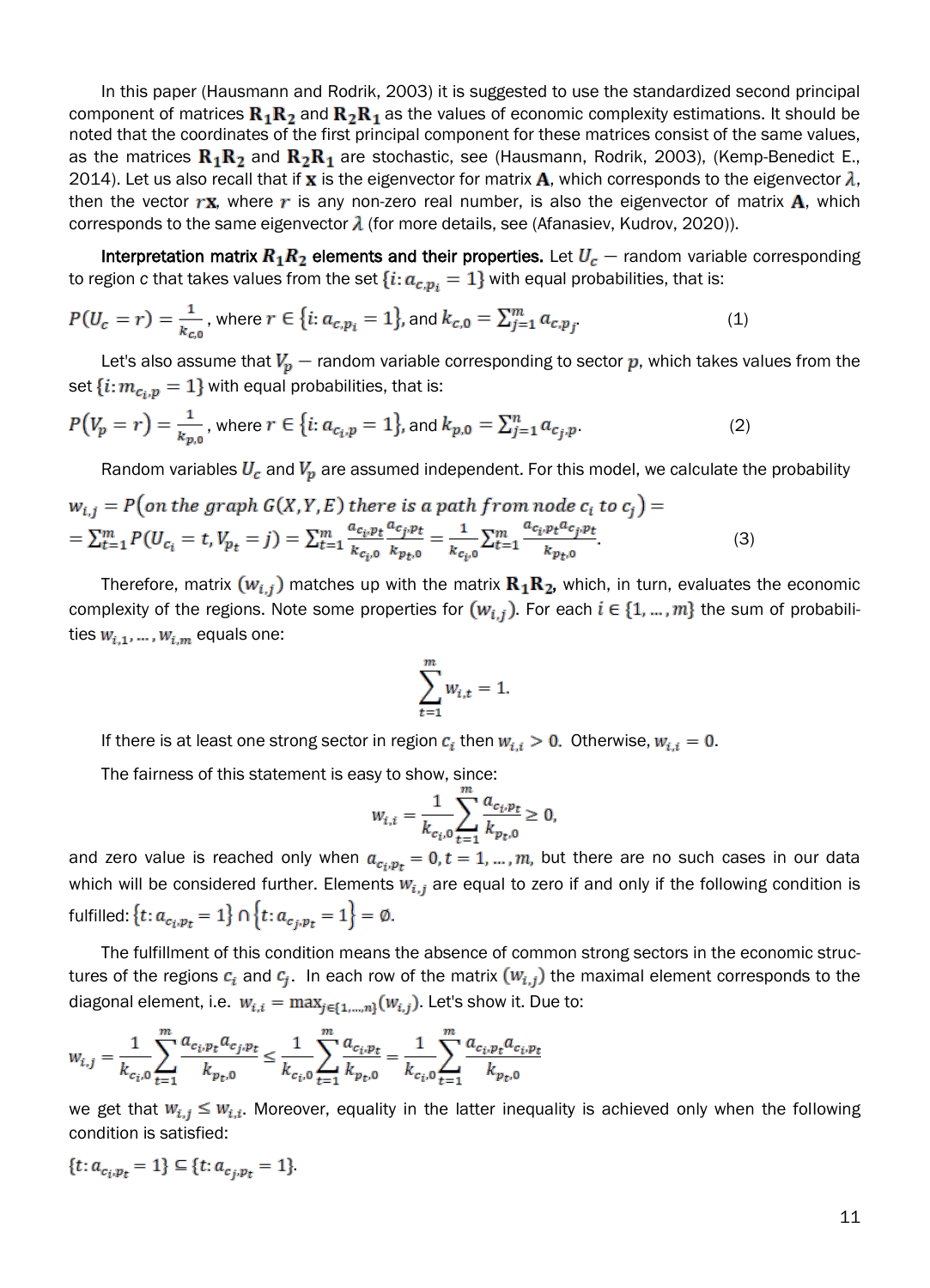In this paper (Hausmann and Rodrik, 2003) it is suggested to use the standardized second principal component of matrices $\mathbf{R_1R_2}$ and $\mathbf{R_2R_1}$ as the values of economic complexity estimations. It should be noted that the coordinates of the first principal component for these matrices consist of the same values, as the matrices $\mathbf{R_1R_2}$ and $\mathbf{R_2R_1}$ are stochastic, see (Hausmann, Rodrik, 2003), (Kemp-Benedict E., 2014). Let us also recall that if $\mathbf{x}$ is the eigenvector for matrix $\mathbf{A}$, which corresponds to the eigenvector $\lambda$, then the vector $r\mathbf{x}$, where $r$ is any non-zero real number, is also the eigenvector of matrix $\mathbf{A}$, which corresponds to the same eigenvector $\lambda$ (for more details, see (Afanasiev, Kudrov, 2020)).

**Interpretation matrix $R_1R_2$ elements and their properties.** Let $U_c$ — random variable corresponding to region c that takes values from the set $\{i: a_{c,p_i} = 1\}$ with equal probabilities, that is:

$$P(U_c = r) = \frac{1}{k_{c,0}}, \text{ where } r \in \{i: a_{c,p_i} = 1\}, \text{ and } k_{c,0} = \sum_{j=1}^{m} a_{c,p_j}. \tag{1}$$

Let's also assume that $V_p$ — random variable corresponding to sector $p$, which takes values from the set $\{i: m_{c_i,p} = 1\}$ with equal probabilities, that is:

$$P(V_p = r) = \frac{1}{k_{p,0}}, \text{ where } r \in \{i: a_{c_i,p} = 1\}, \text{ and } k_{p,0} = \sum_{j=1}^{n} a_{c_j,p}. \tag{2}$$

Random variables $U_c$ and $V_p$ are assumed independent. For this model, we calculate the probability

$$w_{i,j} = P(\text{on the graph } G(X,Y,E) \text{ there is a path from node } c_i \text{ to } c_j) =$$
$$= \sum_{t=1}^{m} P(U_{c_i} = t, V_{p_t} = j) = \sum_{t=1}^{m} \frac{a_{c_i,p_t}}{k_{c_i,0}} \frac{a_{c_j,p_t}}{k_{p_t,0}} = \frac{1}{k_{c_i,0}} \sum_{t=1}^{m} \frac{a_{c_i,p_t} a_{c_j,p_t}}{k_{p_t,0}}. \tag{3}$$

Therefore, matrix $(w_{i,j})$ matches up with the matrix $\mathbf{R_1R_2}$, which, in turn, evaluates the economic complexity of the regions. Note some properties for $(w_{i,j})$. For each $i \in \{1, \dots, m\}$ the sum of probabilities $w_{i,1}, \dots, w_{i,m}$ equals one:

$$\sum_{t=1}^{m} w_{i,t} = 1.$$

If there is at least one strong sector in region $c_i$ then $w_{i,i} > 0$. Otherwise, $w_{i,i} = 0$.

The fairness of this statement is easy to show, since:

$$w_{i,i} = \frac{1}{k_{c_i,0}} \sum_{t=1}^{m} \frac{a_{c_i,p_t}}{k_{p_t,0}} \geq 0,$$

and zero value is reached only when $a_{c_i,p_t} = 0, t = 1, \dots, m$, but there are no such cases in our data which will be considered further. Elements $w_{i,j}$ are equal to zero if and only if the following condition is fulfilled: $\{t: a_{c_i,p_t} = 1\} \cap \{t: a_{c_j,p_t} = 1\} = \emptyset$.

The fulfillment of this condition means the absence of common strong sectors in the economic structures of the regions $c_i$ and $c_j$. In each row of the matrix $(w_{i,j})$ the maximal element corresponds to the diagonal element, i.e. $w_{i,i} = \max_{j \in \{1,\dots,n\}}(w_{i,j})$. Let's show it. Due to:

$$w_{i,j} = \frac{1}{k_{c_i,0}} \sum_{t=1}^{m} \frac{a_{c_i,p_t} a_{c_j,p_t}}{k_{p_t,0}} \leq \frac{1}{k_{c_i,0}} \sum_{t=1}^{m} \frac{a_{c_i,p_t}}{k_{p_t,0}} = \frac{1}{k_{c_i,0}} \sum_{t=1}^{m} \frac{a_{c_i,p_t} a_{c_i,p_t}}{k_{p_t,0}}$$

we get that $w_{i,j} \leq w_{i,i}$. Moreover, equality in the latter inequality is achieved only when the following condition is satisfied:

$$\{t: a_{c_i,p_t} = 1\} \subseteq \{t: a_{c_j,p_t} = 1\}.$$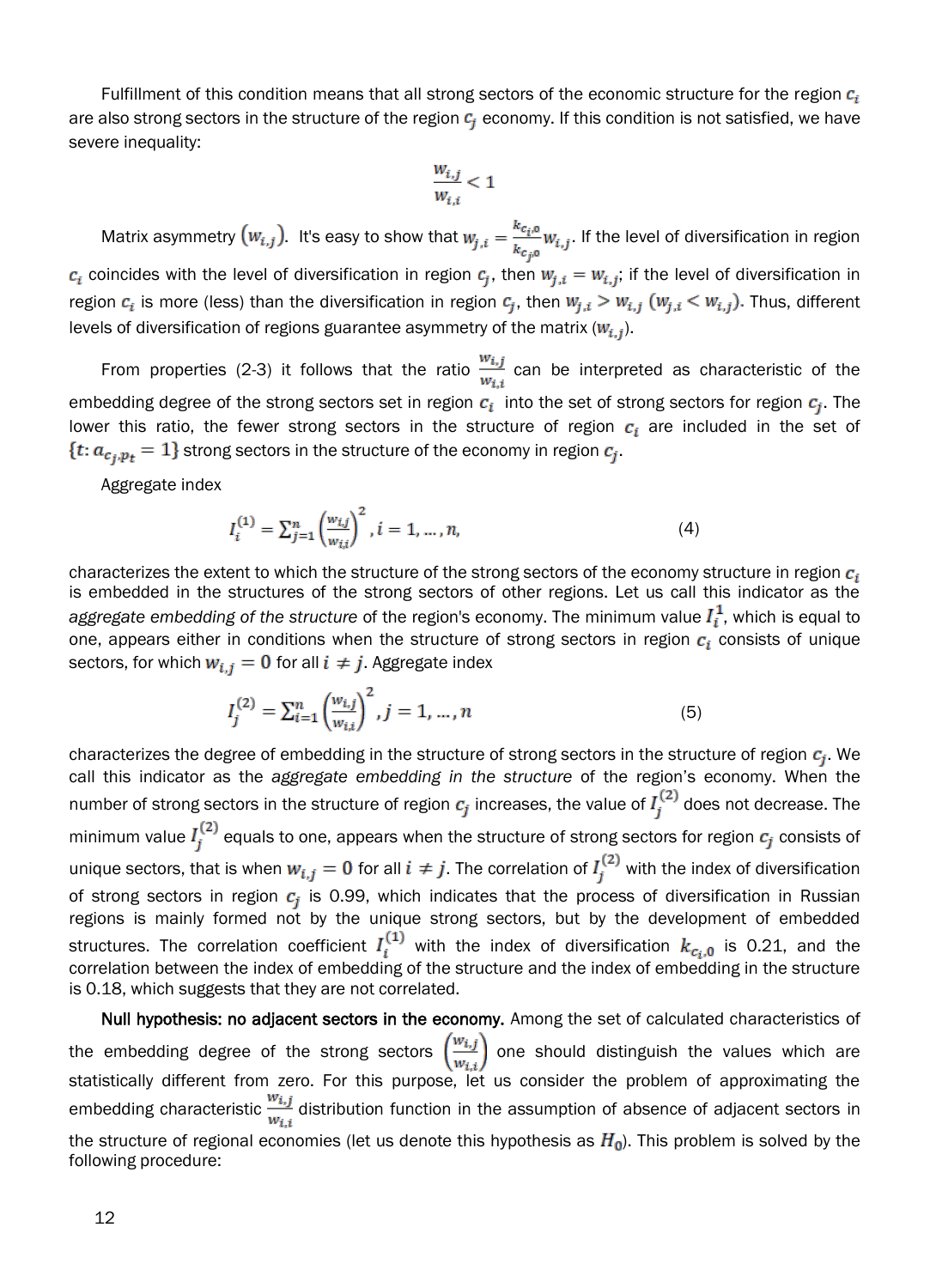Fulfillment of this condition means that all strong sectors of the economic structure for the region $c_i$ are also strong sectors in the structure of the region $c_j$ economy. If this condition is not satisfied, we have severe inequality:

$$\frac{w_{i,j}}{w_{i,i}} < 1$$

Matrix asymmetry $(w_{i,j})$. It's easy to show that $w_{j,i} = \frac{k_{c_i,0}}{k_{c_j0}} w_{i,j}$. If the level of diversification in region $c_i$ coincides with the level of diversification in region $c_j$, then $w_{j,i} = w_{i,j}$; if the level of diversification in region $c_i$ is more (less) than the diversification in region $c_j$, then $w_{j,i} > w_{i,j}$ $(w_{j,i} < w_{i,j})$. Thus, different levels of diversification of regions guarantee asymmetry of the matrix $(w_{i,j})$.

From properties (2-3) it follows that the ratio $\frac{w_{i,j}}{w_{i,i}}$ can be interpreted as characteristic of the embedding degree of the strong sectors set in region $c_i$ into the set of strong sectors for region $c_j$. The lower this ratio, the fewer strong sectors in the structure of region $c_i$ are included in the set of $\{t: a_{c_j,p_t} = 1\}$ strong sectors in the structure of the economy in region $c_j$.

Aggregate index

$$I_i^{(1)} = \sum_{j=1}^{n} \left(\frac{w_{i,j}}{w_{i,i}}\right)^2, i = 1, \dots, n, \tag{4}$$

characterizes the extent to which the structure of the strong sectors of the economy structure in region $c_i$ is embedded in the structures of the strong sectors of other regions. Let us call this indicator as the *aggregate embedding of the structure* of the region's economy. The minimum value $I_i^1$, which is equal to one, appears either in conditions when the structure of strong sectors in region $c_i$ consists of unique sectors, for which $w_{i,j} = 0$ for all $i \neq j$. Aggregate index

$$I_j^{(2)} = \sum_{i=1}^{n} \left(\frac{w_{i,j}}{w_{i,i}}\right)^2, j = 1, \dots, n \tag{5}$$

characterizes the degree of embedding in the structure of strong sectors in the structure of region $c_j$. We call this indicator as the *aggregate embedding in the structure* of the region's economy. When the number of strong sectors in the structure of region $c_j$ increases, the value of $I_j^{(2)}$ does not decrease. The minimum value $I_j^{(2)}$ equals to one, appears when the structure of strong sectors for region $c_j$ consists of unique sectors, that is when $w_{i,j} = 0$ for all $i \neq j$. The correlation of $I_j^{(2)}$ with the index of diversification of strong sectors in region $c_j$ is 0.99, which indicates that the process of diversification in Russian regions is mainly formed not by the unique strong sectors, but by the development of embedded structures. The correlation coefficient $I_i^{(1)}$ with the index of diversification $k_{c_i,0}$ is 0.21, and the correlation between the index of embedding of the structure and the index of embedding in the structure is 0.18, which suggests that they are not correlated.

**Null hypothesis: no adjacent sectors in the economy.** Among the set of calculated characteristics of the embedding degree of the strong sectors $\left(\frac{w_{i,j}}{w_{i,i}}\right)$ one should distinguish the values which are statistically different from zero. For this purpose, let us consider the problem of approximating the embedding characteristic $\frac{w_{i,j}}{w_{i,i}}$ distribution function in the assumption of absence of adjacent sectors in the structure of regional economies (let us denote this hypothesis as $H_0$). This problem is solved by the following procedure: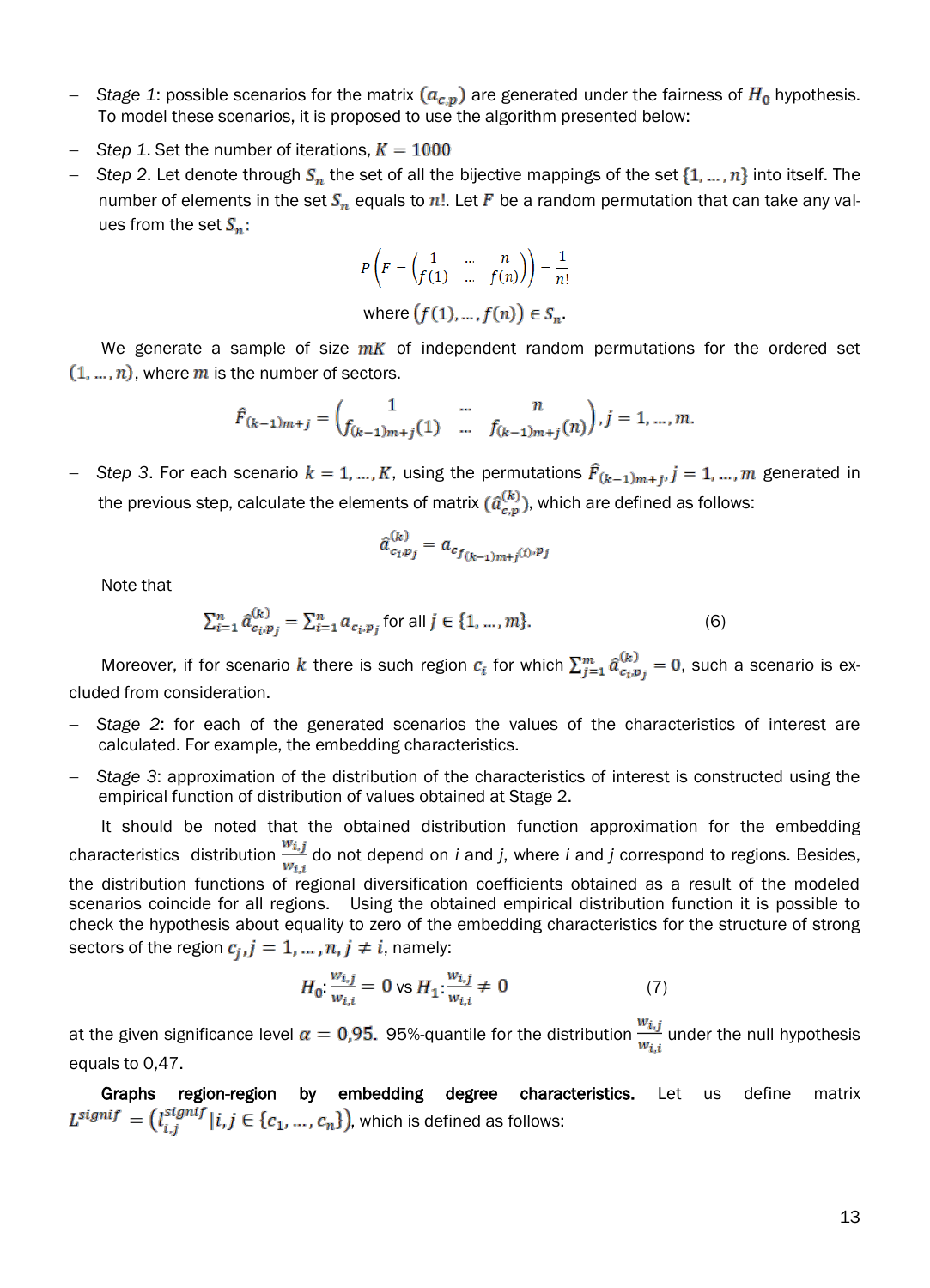- *Stage 1*: possible scenarios for the matrix $(a_{c,p})$ are generated under the fairness of $H_0$ hypothesis. To model these scenarios, it is proposed to use the algorithm presented below:
- *Step 1*. Set the number of iterations, $K = 1000$
- *Step 2*. Let denote through $S_n$ the set of all the bijective mappings of the set $\{1, \dots, n\}$ into itself. The number of elements in the set $S_n$ equals to $n!$. Let $F$ be a random permutation that can take any values from the set $S_n$:

$$P\left(F = \begin{pmatrix} 1 & \dots & n \\ f(1) & \dots & f(n) \end{pmatrix}\right) = \frac{1}{n!}$$

where $(f(1), \dots, f(n)) \in S_n$.

We generate a sample of size $mK$ of independent random permutations for the ordered set $(1, \dots, n)$, where $m$ is the number of sectors.

$$\hat{F}_{(k-1)m+j} = \begin{pmatrix} 1 & \dots & n \\ f_{(k-1)m+j}(1) & \dots & f_{(k-1)m+j}(n) \end{pmatrix}, j = 1, \dots, m.$$

- *Step 3*. For each scenario $k = 1, \dots, K$, using the permutations $\hat{F}_{(k-1)m+j}, j = 1, \dots, m$ generated in the previous step, calculate the elements of matrix $(\hat{a}_{c,p}^{(k)})$, which are defined as follows:

$$\hat{a}_{c_i p_j}^{(k)} = a_{c_{f_{(k-1)m+j}(i)} , p_j}$$

Note that

$$\sum_{i=1}^{n} \hat{a}_{c_i, p_j}^{(k)} = \sum_{i=1}^{n} a_{c_i, p_j} \text{ for all } j \in \{1, \dots, m\}. \tag{6}$$

Moreover, if for scenario $k$ there is such region $c_i$ for which $\sum_{j=1}^{m} \hat{a}_{c_i p_j}^{(k)} = 0$, such a scenario is excluded from consideration.

- *Stage 2*: for each of the generated scenarios the values of the characteristics of interest are calculated. For example, the embedding characteristics.
- *Stage 3*: approximation of the distribution of the characteristics of interest is constructed using the empirical function of distribution of values obtained at Stage 2.

It should be noted that the obtained distribution function approximation for the embedding characteristics distribution $\frac{w_{i,j}}{w_{i,i}}$ do not depend on *i* and *j*, where *i* and *j* correspond to regions. Besides, the distribution functions of regional diversification coefficients obtained as a result of the modeled scenarios coincide for all regions. Using the obtained empirical distribution function it is possible to check the hypothesis about equality to zero of the embedding characteristics for the structure of strong sectors of the region $c_j, j = 1, \dots, n, j \neq i$, namely:

$$H_0: \frac{w_{i,j}}{w_{i,i}} = 0 \text{ vs } H_1: \frac{w_{i,j}}{w_{i,i}} \neq 0 \tag{7}$$

at the given significance level $\alpha = 0{,}95$. 95%-quantile for the distribution $\frac{w_{i,j}}{w_{i,i}}$ under the null hypothesis equals to 0,47.

**Graphs region-region by embedding degree characteristics.** Let us define matrix $L^{signif} = \left(l_{i,j}^{signif} | i, j \in \{c_1, \dots, c_n\}\right)$, which is defined as follows: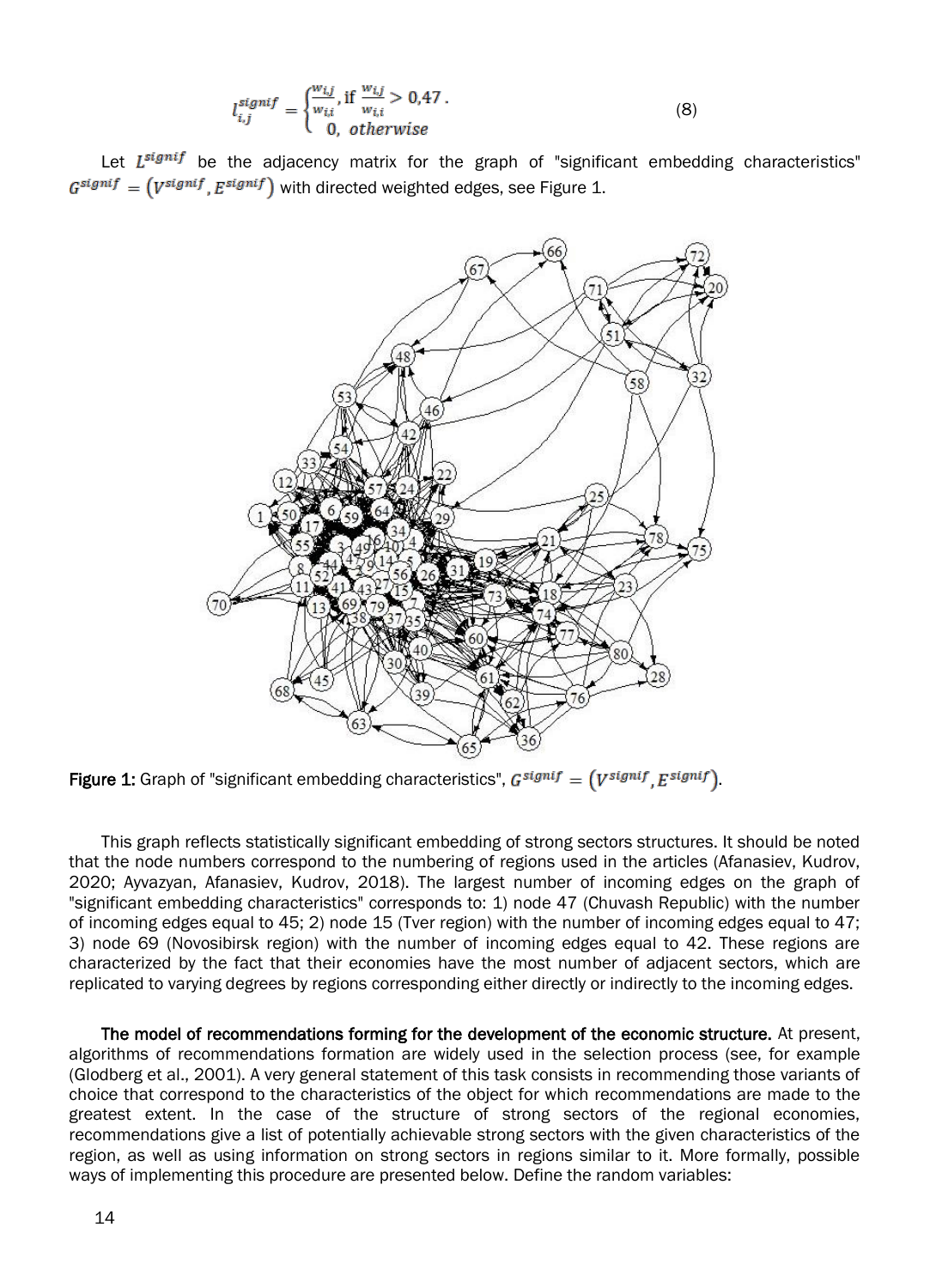$$l_{i,j}^{signif} = \begin{cases} \frac{w_{i,j}}{w_{i,i}}, \text{if } \frac{w_{i,j}}{w_{i,i}} > 0{,}47\,. \\ 0, \; otherwise \end{cases} \tag{8}$$

Let $L^{signif}$ be the adjacency matrix for the graph of "significant embedding characteristics" $G^{signif} = \left(V^{signif}, E^{signif}\right)$ with directed weighted edges, see Figure 1.

**Figure 1:** Graph of "significant embedding characteristics", $G^{signif} = \left(V^{signif}, E^{signif}\right)$.

This graph reflects statistically significant embedding of strong sectors structures. It should be noted that the node numbers correspond to the numbering of regions used in the articles (Afanasiev, Kudrov, 2020; Ayvazyan, Afanasiev, Kudrov, 2018). The largest number of incoming edges on the graph of "significant embedding characteristics" corresponds to: 1) node 47 (Chuvash Republic) with the number of incoming edges equal to 45; 2) node 15 (Tver region) with the number of incoming edges equal to 47; 3) node 69 (Novosibirsk region) with the number of incoming edges equal to 42. These regions are characterized by the fact that their economies have the most number of adjacent sectors, which are replicated to varying degrees by regions corresponding either directly or indirectly to the incoming edges.

**The model of recommendations forming for the development of the economic structure.** At present, algorithms of recommendations formation are widely used in the selection process (see, for example (Glodberg et al., 2001). A very general statement of this task consists in recommending those variants of choice that correspond to the characteristics of the object for which recommendations are made to the greatest extent. In the case of the structure of strong sectors of the regional economies, recommendations give a list of potentially achievable strong sectors with the given characteristics of the region, as well as using information on strong sectors in regions similar to it. More formally, possible ways of implementing this procedure are presented below. Define the random variables: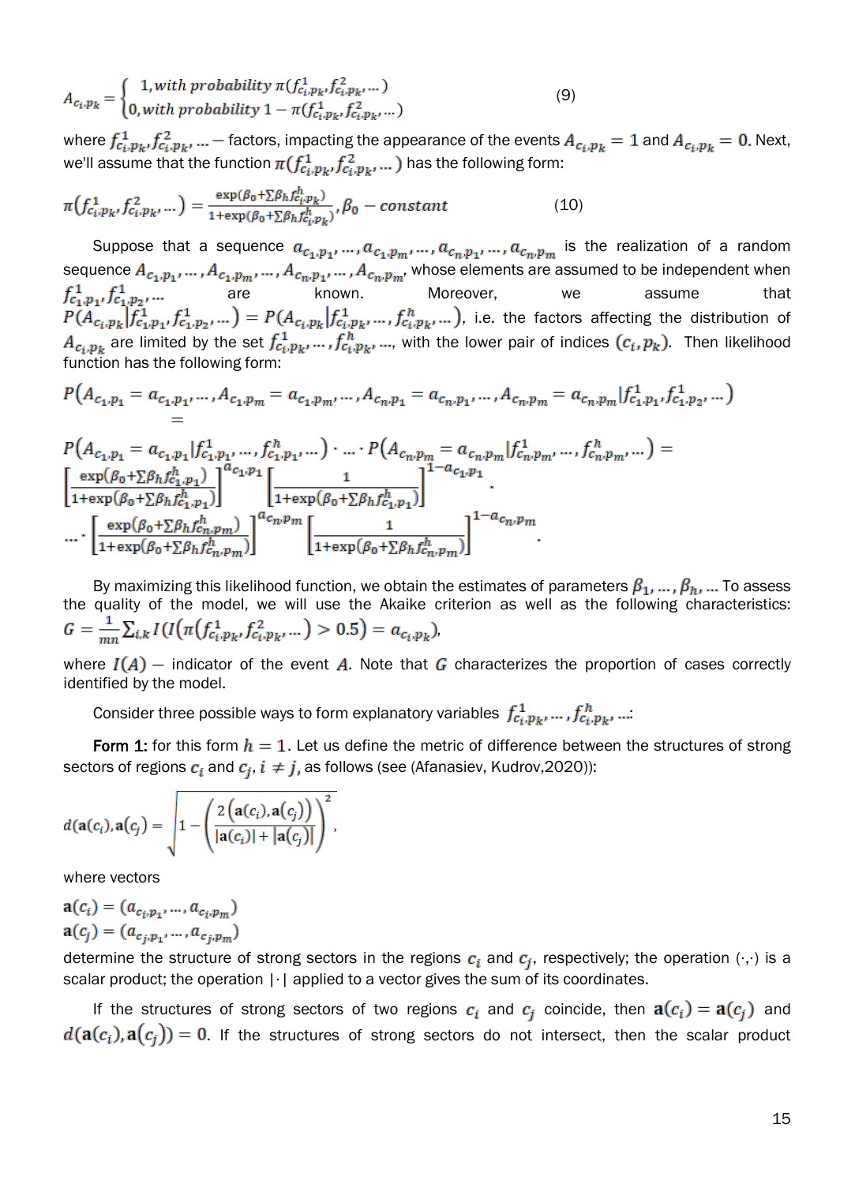$$A_{c_i,p_k} = \begin{cases} 1, with\ probability\ \pi(f^1_{c_i,p_k}, f^2_{c_i,p_k}, \dots) \\ 0, with\ probability\ 1-\pi(f^1_{c_i,p_k}, f^2_{c_i,p_k}, \dots) \end{cases} \qquad (9)$$

where $f^1_{c_i,p_k}, f^2_{c_i,p_k}, \dots$ — factors, impacting the appearance of the events $A_{c_i,p_k} = 1$ and $A_{c_i,p_k} = 0$. Next, we'll assume that the function $\pi(f^1_{c_i,p_k}, f^2_{c_i,p_k}, \dots)$ has the following form:

$$\pi(f^1_{c_i,p_k}, f^2_{c_i,p_k}, \dots) = \frac{\exp(\beta_0 + \sum \beta_h f^h_{c_i,p_k})}{1+\exp(\beta_0 + \sum \beta_h f^h_{c_i,p_k})}, \beta_0 - constant \qquad (10)$$

Suppose that a sequence $a_{c_1,p_1}, \dots, a_{c_1,p_m}, \dots, a_{c_n,p_1}, \dots, a_{c_n,p_m}$ is the realization of a random sequence $A_{c_1,p_1}, \dots, A_{c_1,p_m}, \dots, A_{c_n,p_1}, \dots, A_{c_n,p_m}$, whose elements are assumed to be independent when $f^1_{c_1,p_1}, f^1_{c_1,p_2}, \dots$ are known. Moreover, we assume that $P(A_{c_i,p_k} | f^1_{c_1,p_1}, f^1_{c_1,p_2}, \dots) = P(A_{c_i,p_k} | f^1_{c_i,p_k}, \dots, f^h_{c_i,p_k}, \dots)$, i.e. the factors affecting the distribution of $A_{c_i,p_k}$ are limited by the set $f^1_{c_i,p_k}, \dots, f^h_{c_i,p_k}, \dots$, with the lower pair of indices $(c_i, p_k)$. Then likelihood function has the following form:

$$P(A_{c_1,p_1} = a_{c_1,p_1}, \dots, A_{c_1,p_m} = a_{c_1,p_m}, \dots, A_{c_n,p_1} = a_{c_n,p_1}, \dots, A_{c_n,p_m} = a_{c_n,p_m} | f^1_{c_1,p_1}, f^1_{c_1,p_2}, \dots) =$$

$$P(A_{c_1,p_1} = a_{c_1,p_1} | f^1_{c_1,p_1}, \dots, f^h_{c_1,p_1}, \dots) \cdot \dots \cdot P(A_{c_n,p_m} = a_{c_n,p_m} | f^1_{c_n,p_m}, \dots, f^h_{c_n,p_m}, \dots) =$$

$$\left[\frac{\exp(\beta_0 + \sum \beta_h f^h_{c_1,p_1})}{1+\exp(\beta_0 + \sum \beta_h f^h_{c_1,p_1})}\right]^{a_{c_1,p_1}} \left[\frac{1}{1+\exp(\beta_0 + \sum \beta_h f^h_{c_1,p_1})}\right]^{1-a_{c_1,p_1}} \cdot$$

$$\dots \cdot \left[\frac{\exp(\beta_0 + \sum \beta_h f^h_{c_n,p_m})}{1+\exp(\beta_0 + \sum \beta_h f^h_{c_n,p_m})}\right]^{a_{c_n,p_m}} \left[\frac{1}{1+\exp(\beta_0 + \sum \beta_h f^h_{c_n,p_m})}\right]^{1-a_{c_n,p_m}}.$$

By maximizing this likelihood function, we obtain the estimates of parameters $\beta_1, \dots, \beta_h, \dots$ To assess the quality of the model, we will use the Akaike criterion as well as the following characteristics: $G = \frac{1}{mn} \sum_{i,k} I\left(I\left(\pi(f^1_{c_i,p_k}, f^2_{c_i,p_k}, \dots) > 0.5\right) = a_{c_i,p_k}\right)$,

where $I(A)$ — indicator of the event $A$. Note that $G$ characterizes the proportion of cases correctly identified by the model.

Consider three possible ways to form explanatory variables $f^1_{c_i,p_k}, \dots, f^h_{c_i,p_k}, \dots$:

**Form 1:** for this form $h = 1$. Let us define the metric of difference between the structures of strong sectors of regions $c_i$ and $c_j$, $i \neq j$, as follows (see (Afanasiev, Kudrov, 2020)):

$$d(\mathbf{a}(c_i), \mathbf{a}(c_j)) = \sqrt{1 - \left(\frac{2(\mathbf{a}(c_i), \mathbf{a}(c_j))}{|\mathbf{a}(c_i)| + |\mathbf{a}(c_j)|}\right)^2},$$

where vectors

$$\mathbf{a}(c_i) = (a_{c_i,p_1}, \dots, a_{c_i,p_m})$$
$$\mathbf{a}(c_j) = (a_{c_j,p_1}, \dots, a_{c_j,p_m})$$

determine the structure of strong sectors in the regions $c_i$ and $c_j$, respectively; the operation $(\cdot,\cdot)$ is a scalar product; the operation $|\cdot|$ applied to a vector gives the sum of its coordinates.

If the structures of strong sectors of two regions $c_i$ and $c_j$ coincide, then $\mathbf{a}(c_i) = \mathbf{a}(c_j)$ and $d(\mathbf{a}(c_i), \mathbf{a}(c_j)) = 0$. If the structures of strong sectors do not intersect, then the scalar product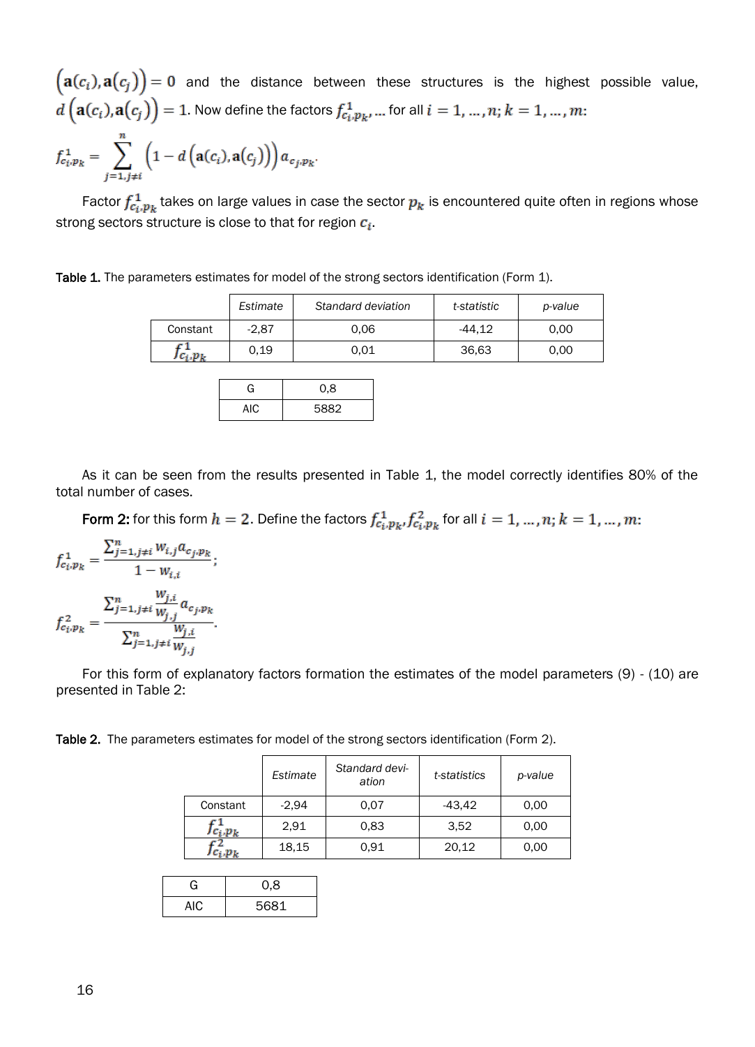$\left(\mathbf{a}(c_i),\mathbf{a}(c_j)\right)=0$ and the distance between these structures is the highest possible value, $d\left(\mathbf{a}(c_i),\mathbf{a}(c_j)\right)=1$. Now define the factors $f^1_{c_i,p_k}$, ... for all $i=1,\dots,n;\ k=1,\dots,m$:

$$f^1_{c_i,p_k}=\sum_{j=1,j\neq i}^{n}\left(1-d\left(\mathbf{a}(c_i),\mathbf{a}(c_j)\right)\right)a_{c_j,p_k}.$$

Factor $f^1_{c_i,p_k}$ takes on large values in case the sector $p_k$ is encountered quite often in regions whose strong sectors structure is close to that for region $c_i$.

**Table 1.** The parameters estimates for model of the strong sectors identification (Form 1).

| | *Estimate* | *Standard deviation* | *t-statistic* | *p-value* |
|---|---|---|---|---|
| Constant | -2,87 | 0,06 | -44,12 | 0,00 |
| $f^1_{c_i,p_k}$ | 0,19 | 0,01 | 36,63 | 0,00 |

| | |
|---|---|
| G | 0,8 |
| AIC | 5882 |

As it can be seen from the results presented in Table 1, the model correctly identifies 80% of the total number of cases.

**Form 2:** for this form $h=2$. Define the factors $f^1_{c_i,p_k}, f^2_{c_i,p_k}$ for all $i=1,\dots,n;\ k=1,\dots,m$:

$$f^1_{c_i,p_k}=\frac{\sum_{j=1,j\neq i}^{n} w_{i,j}a_{c_j,p_k}}{1-w_{i,i}};$$

$$f^2_{c_i,p_k}=\frac{\sum_{j=1,j\neq i}^{n}\frac{w_{j,i}}{w_{j,j}}a_{c_j,p_k}}{\sum_{j=1,j\neq i}^{n}\frac{w_{j,i}}{w_{j,j}}}.$$

For this form of explanatory factors formation the estimates of the model parameters (9) - (10) are presented in Table 2:

**Table 2.** The parameters estimates for model of the strong sectors identification (Form 2).

| | *Estimate* | *Standard deviation* | *t-statistics* | *p-value* |
|---|---|---|---|---|
| Constant | -2,94 | 0,07 | -43,42 | 0,00 |
| $f^1_{c_i,p_k}$ | 2,91 | 0,83 | 3,52 | 0,00 |
| $f^2_{c_i,p_k}$ | 18,15 | 0,91 | 20,12 | 0,00 |

| | |
|---|---|
| G | 0,8 |
| AIC | 5681 |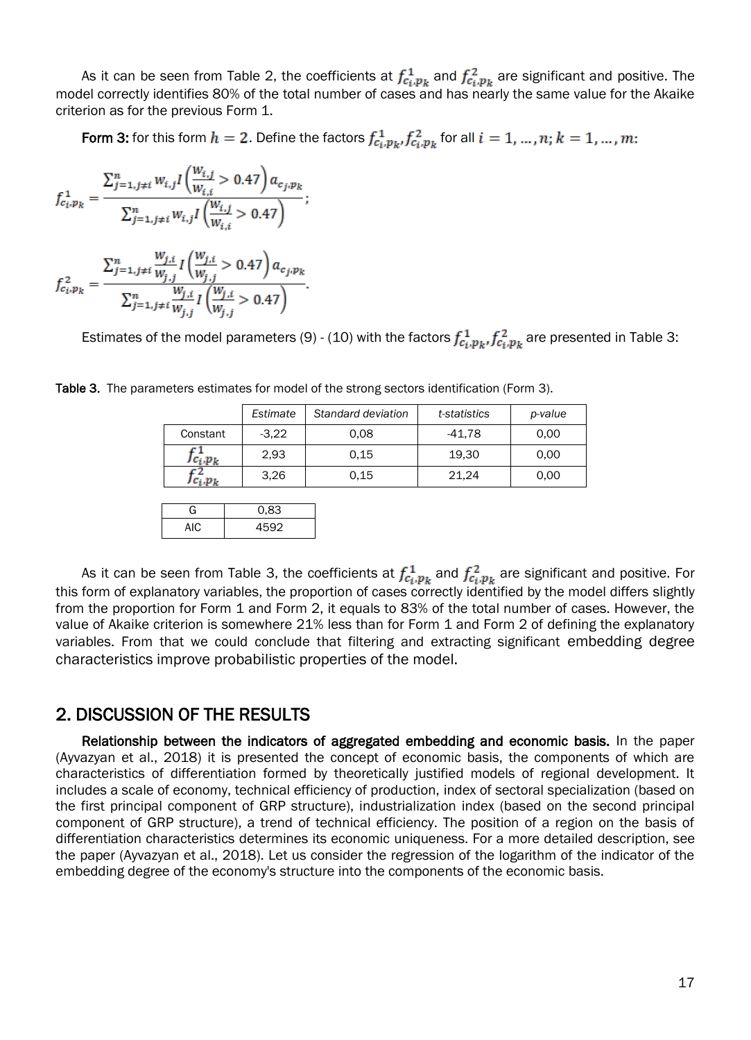As it can be seen from Table 2, the coefficients at $f^1_{c_i,p_k}$ and $f^2_{c_i,p_k}$ are significant and positive. The model correctly identifies 80% of the total number of cases and has nearly the same value for the Akaike criterion as for the previous Form 1.

**Form 3:** for this form $h = 2$. Define the factors $f^1_{c_i,p_k}, f^2_{c_i,p_k}$ for all $i = 1, \dots, n; k = 1, \dots, m$:

$$f^1_{c_i,p_k} = \frac{\sum_{j=1, j\neq i}^{n} w_{i,j} I\left(\frac{w_{i,j}}{w_{i,i}} > 0.47\right) a_{c_j,p_k}}{\sum_{j=1, j\neq i}^{n} w_{i,j} I\left(\frac{w_{i,j}}{w_{i,i}} > 0.47\right)};$$

$$f^2_{c_i,p_k} = \frac{\sum_{j=1, j\neq i}^{n} \frac{w_{j,i}}{w_{j,j}} I\left(\frac{w_{j,i}}{w_{j,j}} > 0.47\right) a_{c_j,p_k}}{\sum_{j=1, j\neq i}^{n} \frac{w_{j,i}}{w_{j,j}} I\left(\frac{w_{j,i}}{w_{j,j}} > 0.47\right)}.$$

Estimates of the model parameters (9) - (10) with the factors $f^1_{c_i,p_k}, f^2_{c_i,p_k}$ are presented in Table 3:

**Table 3.** The parameters estimates for model of the strong sectors identification (Form 3).

| | *Estimate* | *Standard deviation* | *t-statistics* | *p-value* |
|---|---|---|---|---|
| Constant | -3,22 | 0,08 | -41,78 | 0,00 |
| $f^1_{c_i,p_k}$ | 2,93 | 0,15 | 19,30 | 0,00 |
| $f^2_{c_i,p_k}$ | 3,26 | 0,15 | 21,24 | 0,00 |

| G | 0,83 |
|---|---|
| AIC | 4592 |

As it can be seen from Table 3, the coefficients at $f^1_{c_i,p_k}$ and $f^2_{c_i,p_k}$ are significant and positive. For this form of explanatory variables, the proportion of cases correctly identified by the model differs slightly from the proportion for Form 1 and Form 2, it equals to 83% of the total number of cases. However, the value of Akaike criterion is somewhere 21% less than for Form 1 and Form 2 of defining the explanatory variables. From that we could conclude that filtering and extracting significant embedding degree characteristics improve probabilistic properties of the model.

## 2. DISCUSSION OF THE RESULTS

**Relationship between the indicators of aggregated embedding and economic basis.** In the paper (Ayvazyan et al., 2018) it is presented the concept of economic basis, the components of which are characteristics of differentiation formed by theoretically justified models of regional development. It includes a scale of economy, technical efficiency of production, index of sectoral specialization (based on the first principal component of GRP structure), industrialization index (based on the second principal component of GRP structure), a trend of technical efficiency. The position of a region on the basis of differentiation characteristics determines its economic uniqueness. For a more detailed description, see the paper (Ayvazyan et al., 2018). Let us consider the regression of the logarithm of the indicator of the embedding degree of the economy's structure into the components of the economic basis.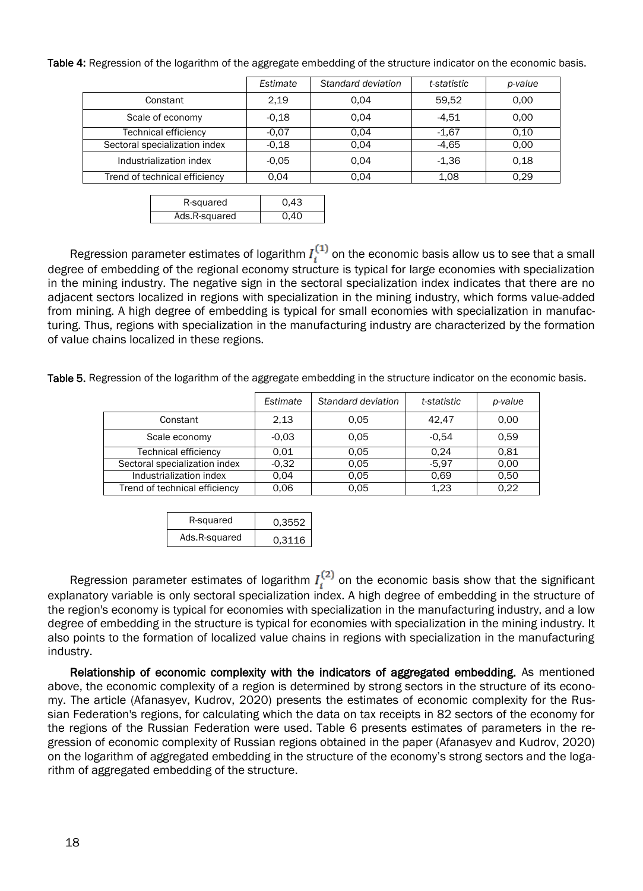**Table 4:** Regression of the logarithm of the aggregate embedding of the structure indicator on the economic basis.

| | *Estimate* | *Standard deviation* | *t-statistic* | *p-value* |
|---|---|---|---|---|
| Constant | 2,19 | 0,04 | 59,52 | 0,00 |
| Scale of economy | -0,18 | 0,04 | -4,51 | 0,00 |
| Technical efficiency | -0,07 | 0,04 | -1,67 | 0,10 |
| Sectoral specialization index | -0,18 | 0,04 | -4,65 | 0,00 |
| Industrialization index | -0,05 | 0,04 | -1,36 | 0,18 |
| Trend of technical efficiency | 0,04 | 0,04 | 1,08 | 0,29 |

| | |
|---|---|
| R-squared | 0,43 |
| Ads.R-squared | 0,40 |

Regression parameter estimates of logarithm $I_i^{(1)}$ on the economic basis allow us to see that a small degree of embedding of the regional economy structure is typical for large economies with specialization in the mining industry. The negative sign in the sectoral specialization index indicates that there are no adjacent sectors localized in regions with specialization in the mining industry, which forms value-added from mining. A high degree of embedding is typical for small economies with specialization in manufacturing. Thus, regions with specialization in the manufacturing industry are characterized by the formation of value chains localized in these regions.

**Table 5.** Regression of the logarithm of the aggregate embedding in the structure indicator on the economic basis.

| | *Estimate* | *Standard deviation* | *t-statistic* | *p-value* |
|---|---|---|---|---|
| Constant | 2,13 | 0,05 | 42,47 | 0,00 |
| Scale economy | -0,03 | 0,05 | -0,54 | 0,59 |
| Technical efficiency | 0,01 | 0,05 | 0,24 | 0,81 |
| Sectoral specialization index | -0,32 | 0,05 | -5,97 | 0,00 |
| Industrialization index | 0,04 | 0,05 | 0,69 | 0,50 |
| Trend of technical efficiency | 0,06 | 0,05 | 1,23 | 0,22 |

| | |
|---|---|
| R-squared | 0,3552 |
| Ads.R-squared | 0,3116 |

Regression parameter estimates of logarithm $I_i^{(2)}$ on the economic basis show that the significant explanatory variable is only sectoral specialization index. A high degree of embedding in the structure of the region's economy is typical for economies with specialization in the manufacturing industry, and a low degree of embedding in the structure is typical for economies with specialization in the mining industry. It also points to the formation of localized value chains in regions with specialization in the manufacturing industry.

**Relationship of economic complexity with the indicators of aggregated embedding.** As mentioned above, the economic complexity of a region is determined by strong sectors in the structure of its economy. The article (Afanasyev, Kudrov, 2020) presents the estimates of economic complexity for the Russian Federation's regions, for calculating which the data on tax receipts in 82 sectors of the economy for the regions of the Russian Federation were used. Table 6 presents estimates of parameters in the regression of economic complexity of Russian regions obtained in the paper (Afanasyev and Kudrov, 2020) on the logarithm of aggregated embedding in the structure of the economy's strong sectors and the logarithm of aggregated embedding of the structure.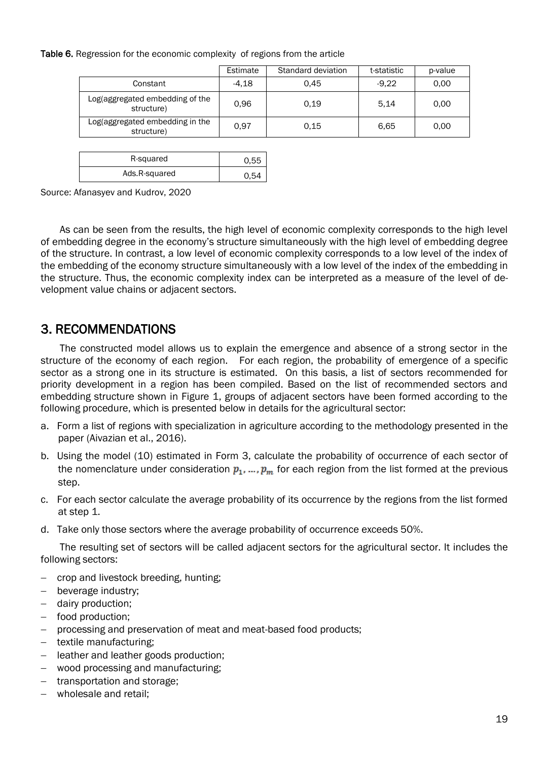**Table 6.** Regression for the economic complexity of regions from the article

| | Estimate | Standard deviation | t-statistic | p-value |
|---|---|---|---|---|
| Constant | -4,18 | 0,45 | -9,22 | 0,00 |
| Log(aggregated embedding of the structure) | 0,96 | 0,19 | 5,14 | 0,00 |
| Log(aggregated embedding in the structure) | 0,97 | 0,15 | 6,65 | 0,00 |

| | |
|---|---|
| R-squared | 0,55 |
| Ads.R-squared | 0,54 |

Source: Afanasyev and Kudrov, 2020

As can be seen from the results, the high level of economic complexity corresponds to the high level of embedding degree in the economy's structure simultaneously with the high level of embedding degree of the structure. In contrast, a low level of economic complexity corresponds to a low level of the index of the embedding of the economy structure simultaneously with a low level of the index of the embedding in the structure. Thus, the economic complexity index can be interpreted as a measure of the level of development value chains or adjacent sectors.

## 3. RECOMMENDATIONS

The constructed model allows us to explain the emergence and absence of a strong sector in the structure of the economy of each region. For each region, the probability of emergence of a specific sector as a strong one in its structure is estimated. On this basis, a list of sectors recommended for priority development in a region has been compiled. Based on the list of recommended sectors and embedding structure shown in Figure 1, groups of adjacent sectors have been formed according to the following procedure, which is presented below in details for the agricultural sector:

a. Form a list of regions with specialization in agriculture according to the methodology presented in the paper (Aivazian et al., 2016).
b. Using the model (10) estimated in Form 3, calculate the probability of occurrence of each sector of the nomenclature under consideration $p_1, \dots, p_m$ for each region from the list formed at the previous step.
c. For each sector calculate the average probability of its occurrence by the regions from the list formed at step 1.
d. Take only those sectors where the average probability of occurrence exceeds 50%.

The resulting set of sectors will be called adjacent sectors for the agricultural sector. It includes the following sectors:

- crop and livestock breeding, hunting;
- beverage industry;
- dairy production;
- food production;
- processing and preservation of meat and meat-based food products;
- textile manufacturing;
- leather and leather goods production;
- wood processing and manufacturing;
- transportation and storage;
- wholesale and retail;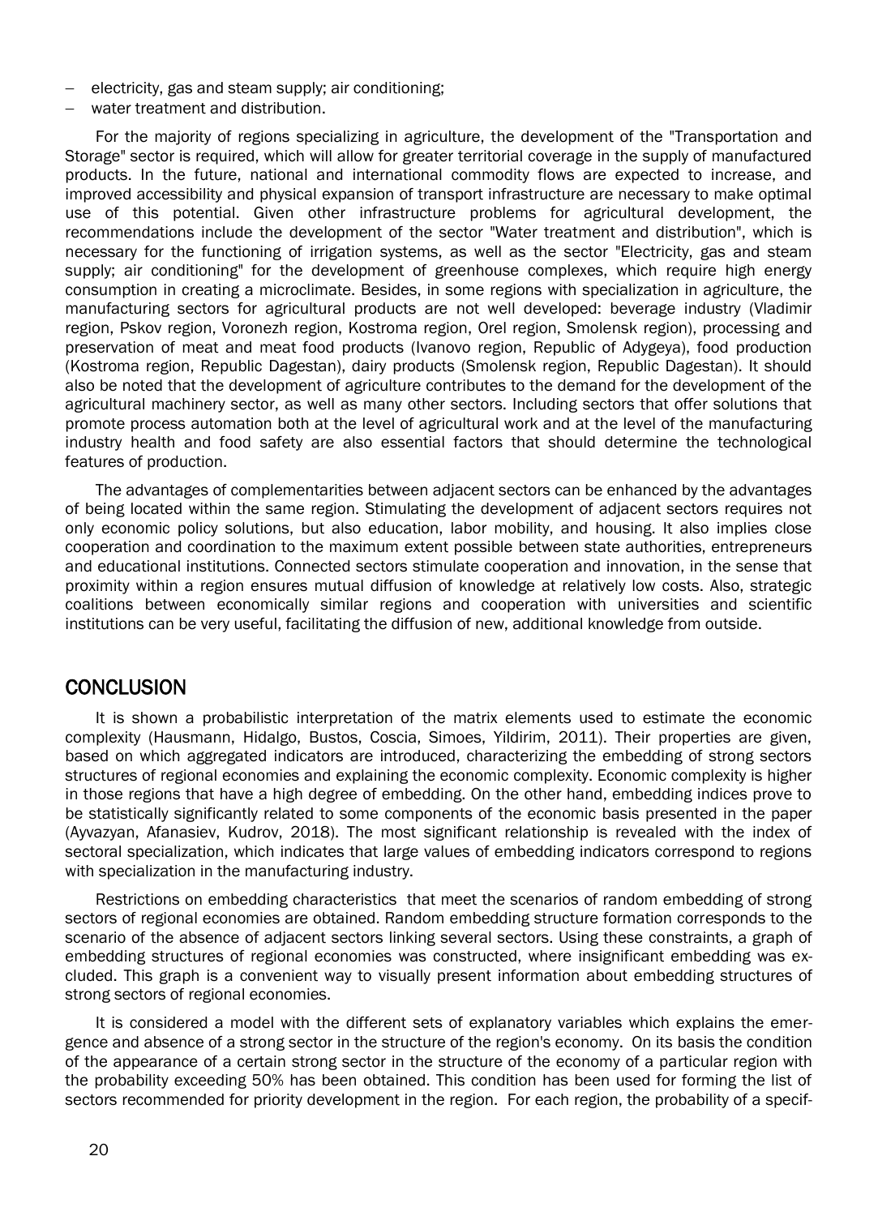- electricity, gas and steam supply; air conditioning;
- water treatment and distribution.

For the majority of regions specializing in agriculture, the development of the "Transportation and Storage" sector is required, which will allow for greater territorial coverage in the supply of manufactured products. In the future, national and international commodity flows are expected to increase, and improved accessibility and physical expansion of transport infrastructure are necessary to make optimal use of this potential. Given other infrastructure problems for agricultural development, the recommendations include the development of the sector "Water treatment and distribution", which is necessary for the functioning of irrigation systems, as well as the sector "Electricity, gas and steam supply; air conditioning" for the development of greenhouse complexes, which require high energy consumption in creating a microclimate. Besides, in some regions with specialization in agriculture, the manufacturing sectors for agricultural products are not well developed: beverage industry (Vladimir region, Pskov region, Voronezh region, Kostroma region, Orel region, Smolensk region), processing and preservation of meat and meat food products (Ivanovo region, Republic of Adygeya), food production (Kostroma region, Republic Dagestan), dairy products (Smolensk region, Republic Dagestan). It should also be noted that the development of agriculture contributes to the demand for the development of the agricultural machinery sector, as well as many other sectors. Including sectors that offer solutions that promote process automation both at the level of agricultural work and at the level of the manufacturing industry health and food safety are also essential factors that should determine the technological features of production.

The advantages of complementarities between adjacent sectors can be enhanced by the advantages of being located within the same region. Stimulating the development of adjacent sectors requires not only economic policy solutions, but also education, labor mobility, and housing. It also implies close cooperation and coordination to the maximum extent possible between state authorities, entrepreneurs and educational institutions. Connected sectors stimulate cooperation and innovation, in the sense that proximity within a region ensures mutual diffusion of knowledge at relatively low costs. Also, strategic coalitions between economically similar regions and cooperation with universities and scientific institutions can be very useful, facilitating the diffusion of new, additional knowledge from outside.

## CONCLUSION

It is shown a probabilistic interpretation of the matrix elements used to estimate the economic complexity (Hausmann, Hidalgo, Bustos, Coscia, Simoes, Yildirim, 2011). Their properties are given, based on which aggregated indicators are introduced, characterizing the embedding of strong sectors structures of regional economies and explaining the economic complexity. Economic complexity is higher in those regions that have a high degree of embedding. On the other hand, embedding indices prove to be statistically significantly related to some components of the economic basis presented in the paper (Ayvazyan, Afanasiev, Kudrov, 2018). The most significant relationship is revealed with the index of sectoral specialization, which indicates that large values of embedding indicators correspond to regions with specialization in the manufacturing industry.

Restrictions on embedding characteristics that meet the scenarios of random embedding of strong sectors of regional economies are obtained. Random embedding structure formation corresponds to the scenario of the absence of adjacent sectors linking several sectors. Using these constraints, a graph of embedding structures of regional economies was constructed, where insignificant embedding was excluded. This graph is a convenient way to visually present information about embedding structures of strong sectors of regional economies.

It is considered a model with the different sets of explanatory variables which explains the emergence and absence of a strong sector in the structure of the region's economy. On its basis the condition of the appearance of a certain strong sector in the structure of the economy of a particular region with the probability exceeding 50% has been obtained. This condition has been used for forming the list of sectors recommended for priority development in the region. For each region, the probability of a specif-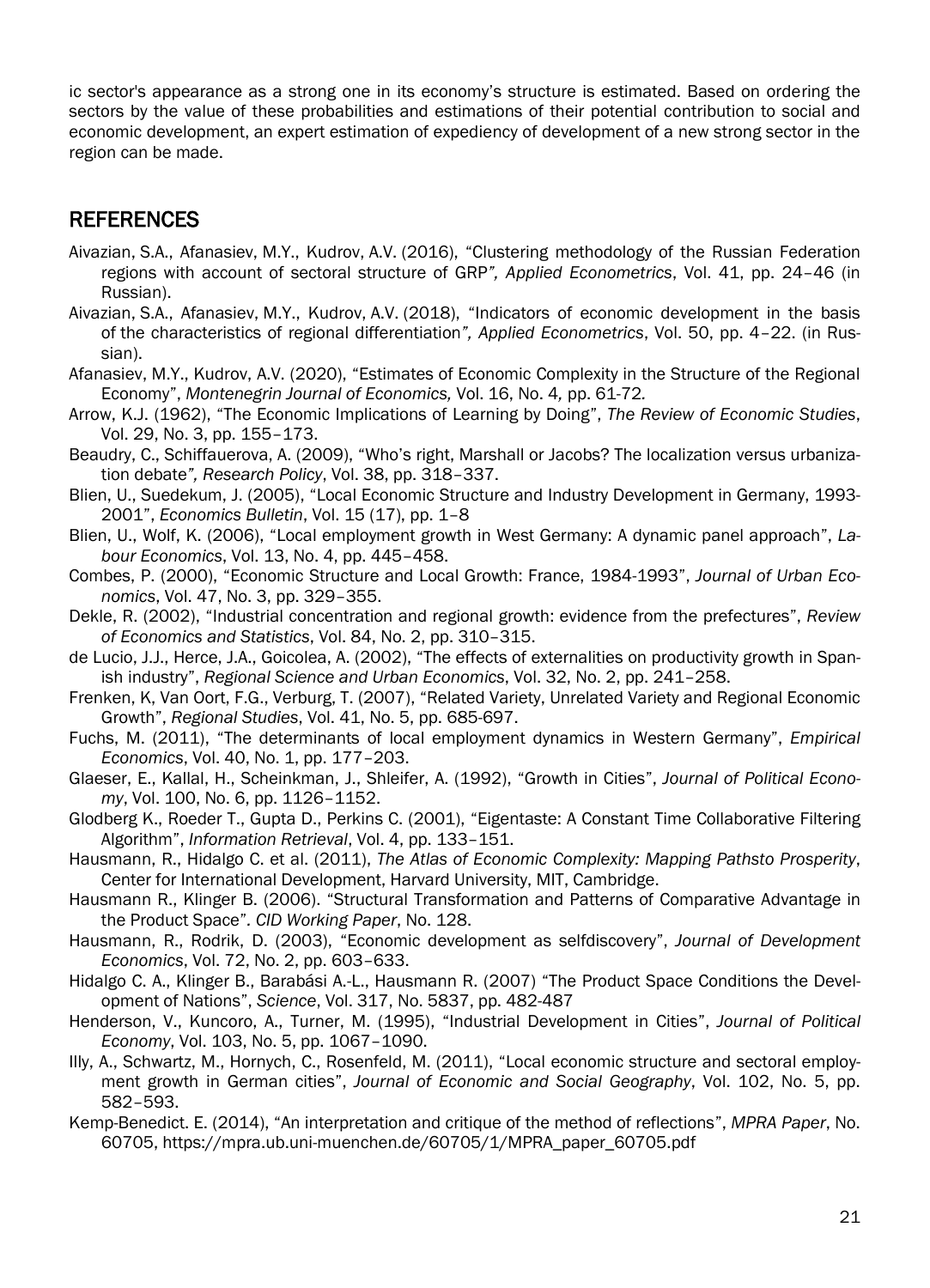ic sector's appearance as a strong one in its economy's structure is estimated. Based on ordering the sectors by the value of these probabilities and estimations of their potential contribution to social and economic development, an expert estimation of expediency of development of a new strong sector in the region can be made.

## REFERENCES

Aivazian, S.A., Afanasiev, M.Y., Kudrov, A.V. (2016), "Clustering methodology of the Russian Federation regions with account of sectoral structure of GRP*", Applied Econometrics*, Vol. 41, pp. 24–46 (in Russian).

Aivazian, S.A., Afanasiev, M.Y., Kudrov, A.V. (2018), "Indicators of economic development in the basis of the characteristics of regional differentiation*", Applied Econometrics*, Vol. 50, pp. 4–22. (in Russian).

Afanasiev, M.Y., Kudrov, A.V. (2020), "Estimates of Economic Complexity in the Structure of the Regional Economy", *Montenegrin Journal of Economics,* Vol. 16, No. 4*,* pp. 61-72.

Arrow, K.J. (1962), "The Economic Implications of Learning by Doing", *The Review of Economic Studies*, Vol. 29, No. 3, pp. 155–173.

Beaudry, C., Schiffauerova, A. (2009), "Who's right, Marshall or Jacobs? The localization versus urbanization debate*", Research Policy*, Vol. 38, pp. 318–337.

Blien, U., Suedekum, J. (2005), "Local Economic Structure and Industry Development in Germany, 1993-2001", *Economics Bulletin*, Vol. 15 (17), pp. 1–8

Blien, U., Wolf, K. (2006), "Local employment growth in West Germany: A dynamic panel approach", *Labour Economics*, Vol. 13, No. 4, pp. 445–458.

Combes, P. (2000), "Economic Structure and Local Growth: France, 1984-1993", *Journal of Urban Economics*, Vol. 47, No. 3, pp. 329–355.

Dekle, R. (2002), "Industrial concentration and regional growth: evidence from the prefectures", *Review of Economics and Statistics*, Vol. 84, No. 2, pp. 310–315.

de Lucio, J.J., Herce, J.A., Goicolea, A. (2002), "The effects of externalities on productivity growth in Spanish industry", *Regional Science and Urban Economics*, Vol. 32, No. 2, pp. 241–258.

Frenken, K, Van Oort, F.G., Verburg, T. (2007), "Related Variety, Unrelated Variety and Regional Economic Growth", *Regional Studies*, Vol. 41, No. 5, pp. 685-697.

Fuchs, M. (2011), "The determinants of local employment dynamics in Western Germany", *Empirical Economics*, Vol. 40, No. 1, pp. 177–203.

Glaeser, E., Kallal, H., Scheinkman, J., Shleifer, A. (1992), "Growth in Cities", *Journal of Political Economy*, Vol. 100, No. 6, pp. 1126–1152.

Glodberg K., Roeder T., Gupta D., Perkins C. (2001), "Eigentaste: A Constant Time Collaborative Filtering Algorithm", *Information Retrieval*, Vol. 4, pp. 133–151.

Hausmann, R., Hidalgo C. et al. (2011), *The Atlas of Economic Complexity: Mapping Pathsto Prosperity*, Center for International Development, Harvard University, MIT, Cambridge.

Hausmann R., Klinger B. (2006). "Structural Transformation and Patterns of Comparative Advantage in the Product Space". *CID Working Paper*, No. 128.

Hausmann, R., Rodrik, D. (2003), "Economic development as selfdiscovery", *Journal of Development Economics*, Vol. 72, No. 2, pp. 603–633.

Hidalgo C. A., Klinger B., Barabási A.-L., Hausmann R. (2007) "The Product Space Conditions the Development of Nations", *Science*, Vol. 317, No. 5837, pp. 482-487

Henderson, V., Kuncoro, A., Turner, M. (1995), "Industrial Development in Cities", *Journal of Political Economy*, Vol. 103, No. 5, pp. 1067–1090.

Illy, A., Schwartz, M., Hornych, C., Rosenfeld, M. (2011), "Local economic structure and sectoral employment growth in German cities", *Journal of Economic and Social Geography*, Vol. 102, No. 5, pp. 582–593.

Kemp-Benedict. E. (2014), "An interpretation and critique of the method of reflections", *MPRA Paper*, No. 60705, https://mpra.ub.uni-muenchen.de/60705/1/MPRA_paper_60705.pdf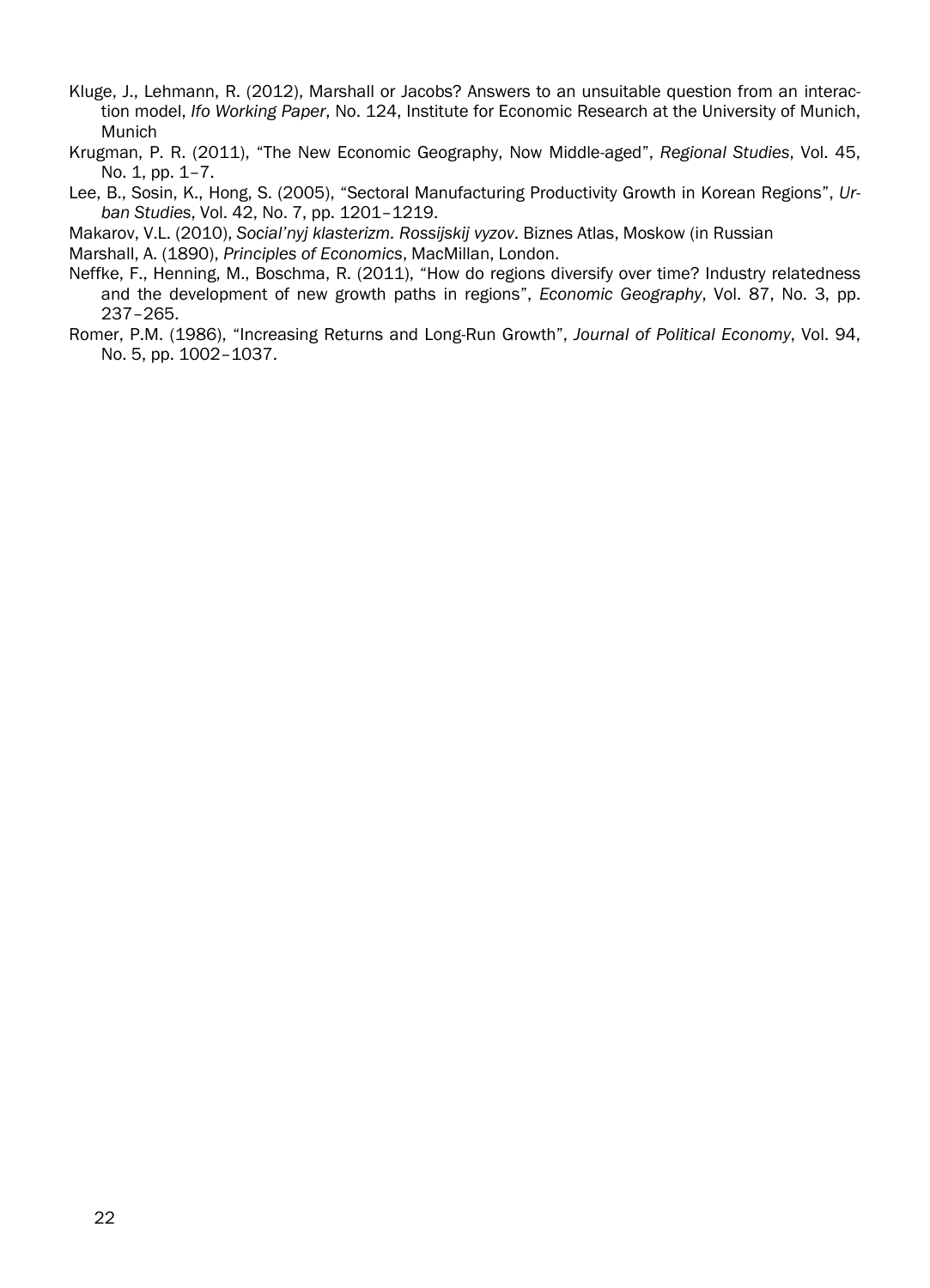Kluge, J., Lehmann, R. (2012), Marshall or Jacobs? Answers to an unsuitable question from an interaction model, *Ifo Working Paper*, No. 124, Institute for Economic Research at the University of Munich, Munich

Krugman, P. R. (2011), "The New Economic Geography, Now Middle-aged", *Regional Studies*, Vol. 45, No. 1, pp. 1–7.

Lee, B., Sosin, K., Hong, S. (2005), "Sectoral Manufacturing Productivity Growth in Korean Regions", *Urban Studies*, Vol. 42, No. 7, pp. 1201–1219.

Makarov, V.L. (2010), *Social'nyj klasterizm. Rossijskij vyzov*. Biznes Atlas, Moskow (in Russian

Marshall, A. (1890), *Principles of Economics*, MacMillan, London.

Neffke, F., Henning, M., Boschma, R. (2011), "How do regions diversify over time? Industry relatedness and the development of new growth paths in regions", *Economic Geography*, Vol. 87, No. 3, pp. 237–265.

Romer, P.M. (1986), "Increasing Returns and Long-Run Growth", *Journal of Political Economy*, Vol. 94, No. 5, pp. 1002–1037.